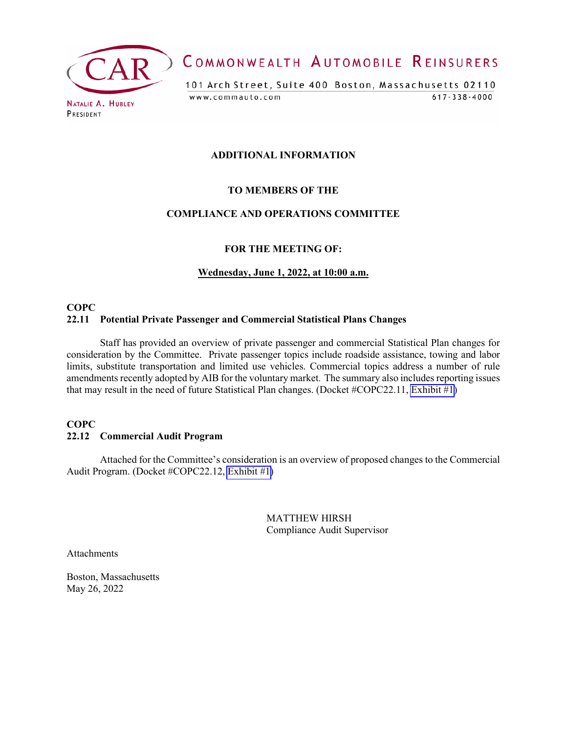**COMMONWEALTH AUTOMOBILE REINSURERS**

101 Arch Street, Suite 400 Boston, Massachusetts 02110
www.commauto.com 617-338-4000

NATALIE A. HUBLEY
PRESIDENT

**ADDITIONAL INFORMATION**

**TO MEMBERS OF THE**

**COMPLIANCE AND OPERATIONS COMMITTEE**

**FOR THE MEETING OF:**

**Wednesday, June 1, 2022, at 10:00 a.m.**

**COPC**
**22.11 Potential Private Passenger and Commercial Statistical Plans Changes**

Staff has provided an overview of private passenger and commercial Statistical Plan changes for consideration by the Committee. Private passenger topics include roadside assistance, towing and labor limits, substitute transportation and limited use vehicles. Commercial topics address a number of rule amendments recently adopted by AIB for the voluntary market. The summary also includes reporting issues that may result in the need of future Statistical Plan changes. (Docket #COPC22.11, Exhibit #1)

**COPC**
**22.12 Commercial Audit Program**

Attached for the Committee's consideration is an overview of proposed changes to the Commercial Audit Program. (Docket #COPC22.12, Exhibit #1)

MATTHEW HIRSH
Compliance Audit Supervisor

Attachments

Boston, Massachusetts
May 26, 2022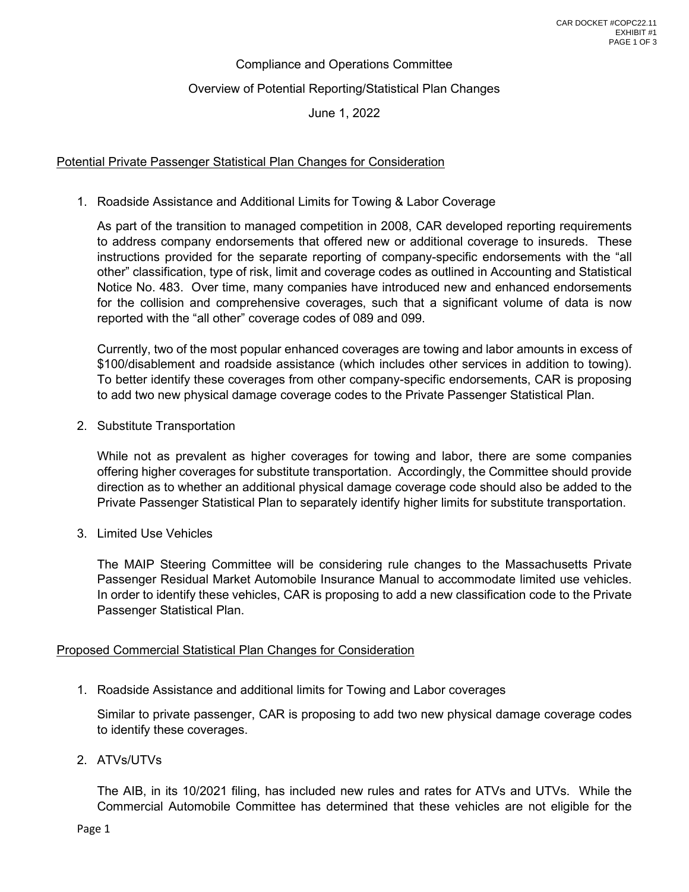Compliance and Operations Committee

Overview of Potential Reporting/Statistical Plan Changes

June 1, 2022

Potential Private Passenger Statistical Plan Changes for Consideration

1. Roadside Assistance and Additional Limits for Towing & Labor Coverage

   As part of the transition to managed competition in 2008, CAR developed reporting requirements to address company endorsements that offered new or additional coverage to insureds. These instructions provided for the separate reporting of company-specific endorsements with the "all other" classification, type of risk, limit and coverage codes as outlined in Accounting and Statistical Notice No. 483. Over time, many companies have introduced new and enhanced endorsements for the collision and comprehensive coverages, such that a significant volume of data is now reported with the "all other" coverage codes of 089 and 099.

   Currently, two of the most popular enhanced coverages are towing and labor amounts in excess of $100/disablement and roadside assistance (which includes other services in addition to towing). To better identify these coverages from other company-specific endorsements, CAR is proposing to add two new physical damage coverage codes to the Private Passenger Statistical Plan.

2. Substitute Transportation

   While not as prevalent as higher coverages for towing and labor, there are some companies offering higher coverages for substitute transportation. Accordingly, the Committee should provide direction as to whether an additional physical damage coverage code should also be added to the Private Passenger Statistical Plan to separately identify higher limits for substitute transportation.

3. Limited Use Vehicles

   The MAIP Steering Committee will be considering rule changes to the Massachusetts Private Passenger Residual Market Automobile Insurance Manual to accommodate limited use vehicles. In order to identify these vehicles, CAR is proposing to add a new classification code to the Private Passenger Statistical Plan.

Proposed Commercial Statistical Plan Changes for Consideration

1. Roadside Assistance and additional limits for Towing and Labor coverages

   Similar to private passenger, CAR is proposing to add two new physical damage coverage codes to identify these coverages.

2. ATVs/UTVs

   The AIB, in its 10/2021 filing, has included new rules and rates for ATVs and UTVs. While the Commercial Automobile Committee has determined that these vehicles are not eligible for the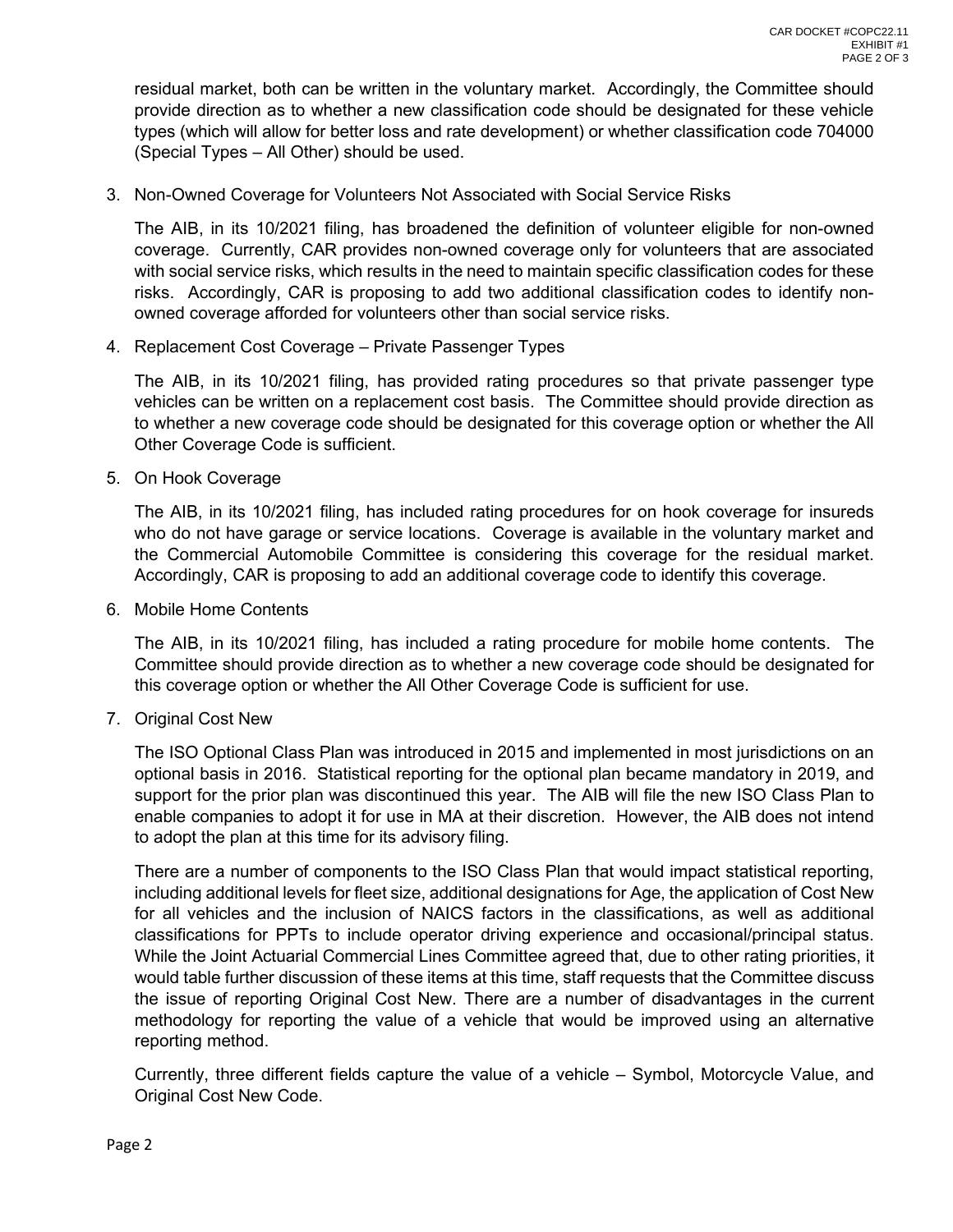residual market, both can be written in the voluntary market. Accordingly, the Committee should provide direction as to whether a new classification code should be designated for these vehicle types (which will allow for better loss and rate development) or whether classification code 704000 (Special Types – All Other) should be used.

3. Non-Owned Coverage for Volunteers Not Associated with Social Service Risks

   The AIB, in its 10/2021 filing, has broadened the definition of volunteer eligible for non-owned coverage. Currently, CAR provides non-owned coverage only for volunteers that are associated with social service risks, which results in the need to maintain specific classification codes for these risks. Accordingly, CAR is proposing to add two additional classification codes to identify non-owned coverage afforded for volunteers other than social service risks.

4. Replacement Cost Coverage – Private Passenger Types

   The AIB, in its 10/2021 filing, has provided rating procedures so that private passenger type vehicles can be written on a replacement cost basis. The Committee should provide direction as to whether a new coverage code should be designated for this coverage option or whether the All Other Coverage Code is sufficient.

5. On Hook Coverage

   The AIB, in its 10/2021 filing, has included rating procedures for on hook coverage for insureds who do not have garage or service locations. Coverage is available in the voluntary market and the Commercial Automobile Committee is considering this coverage for the residual market. Accordingly, CAR is proposing to add an additional coverage code to identify this coverage.

6. Mobile Home Contents

   The AIB, in its 10/2021 filing, has included a rating procedure for mobile home contents. The Committee should provide direction as to whether a new coverage code should be designated for this coverage option or whether the All Other Coverage Code is sufficient for use.

7. Original Cost New

   The ISO Optional Class Plan was introduced in 2015 and implemented in most jurisdictions on an optional basis in 2016. Statistical reporting for the optional plan became mandatory in 2019, and support for the prior plan was discontinued this year. The AIB will file the new ISO Class Plan to enable companies to adopt it for use in MA at their discretion. However, the AIB does not intend to adopt the plan at this time for its advisory filing.

   There are a number of components to the ISO Class Plan that would impact statistical reporting, including additional levels for fleet size, additional designations for Age, the application of Cost New for all vehicles and the inclusion of NAICS factors in the classifications, as well as additional classifications for PPTs to include operator driving experience and occasional/principal status. While the Joint Actuarial Commercial Lines Committee agreed that, due to other rating priorities, it would table further discussion of these items at this time, staff requests that the Committee discuss the issue of reporting Original Cost New. There are a number of disadvantages in the current methodology for reporting the value of a vehicle that would be improved using an alternative reporting method.

   Currently, three different fields capture the value of a vehicle – Symbol, Motorcycle Value, and Original Cost New Code.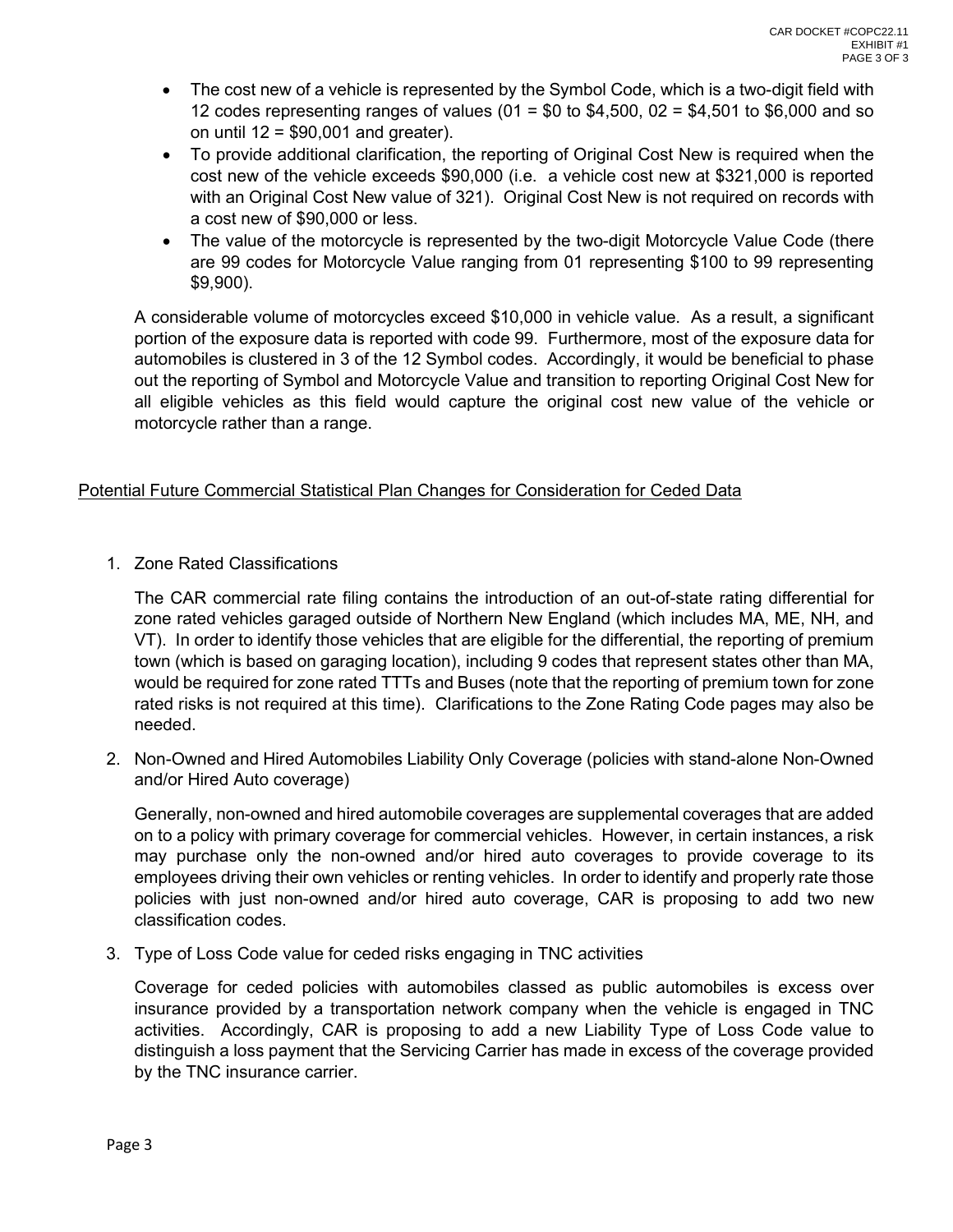- The cost new of a vehicle is represented by the Symbol Code, which is a two-digit field with 12 codes representing ranges of values (01 = $0 to $4,500, 02 = $4,501 to $6,000 and so on until 12 = $90,001 and greater).
- To provide additional clarification, the reporting of Original Cost New is required when the cost new of the vehicle exceeds $90,000 (i.e. a vehicle cost new at $321,000 is reported with an Original Cost New value of 321). Original Cost New is not required on records with a cost new of $90,000 or less.
- The value of the motorcycle is represented by the two-digit Motorcycle Value Code (there are 99 codes for Motorcycle Value ranging from 01 representing $100 to 99 representing $9,900).

A considerable volume of motorcycles exceed $10,000 in vehicle value. As a result, a significant portion of the exposure data is reported with code 99. Furthermore, most of the exposure data for automobiles is clustered in 3 of the 12 Symbol codes. Accordingly, it would be beneficial to phase out the reporting of Symbol and Motorcycle Value and transition to reporting Original Cost New for all eligible vehicles as this field would capture the original cost new value of the vehicle or motorcycle rather than a range.

<u>Potential Future Commercial Statistical Plan Changes for Consideration for Ceded Data</u>

1. Zone Rated Classifications

   The CAR commercial rate filing contains the introduction of an out-of-state rating differential for zone rated vehicles garaged outside of Northern New England (which includes MA, ME, NH, and VT). In order to identify those vehicles that are eligible for the differential, the reporting of premium town (which is based on garaging location), including 9 codes that represent states other than MA, would be required for zone rated TTTs and Buses (note that the reporting of premium town for zone rated risks is not required at this time). Clarifications to the Zone Rating Code pages may also be needed.

2. Non-Owned and Hired Automobiles Liability Only Coverage (policies with stand-alone Non-Owned and/or Hired Auto coverage)

   Generally, non-owned and hired automobile coverages are supplemental coverages that are added on to a policy with primary coverage for commercial vehicles. However, in certain instances, a risk may purchase only the non-owned and/or hired auto coverages to provide coverage to its employees driving their own vehicles or renting vehicles. In order to identify and properly rate those policies with just non-owned and/or hired auto coverage, CAR is proposing to add two new classification codes.

3. Type of Loss Code value for ceded risks engaging in TNC activities

   Coverage for ceded policies with automobiles classed as public automobiles is excess over insurance provided by a transportation network company when the vehicle is engaged in TNC activities. Accordingly, CAR is proposing to add a new Liability Type of Loss Code value to distinguish a loss payment that the Servicing Carrier has made in excess of the coverage provided by the TNC insurance carrier.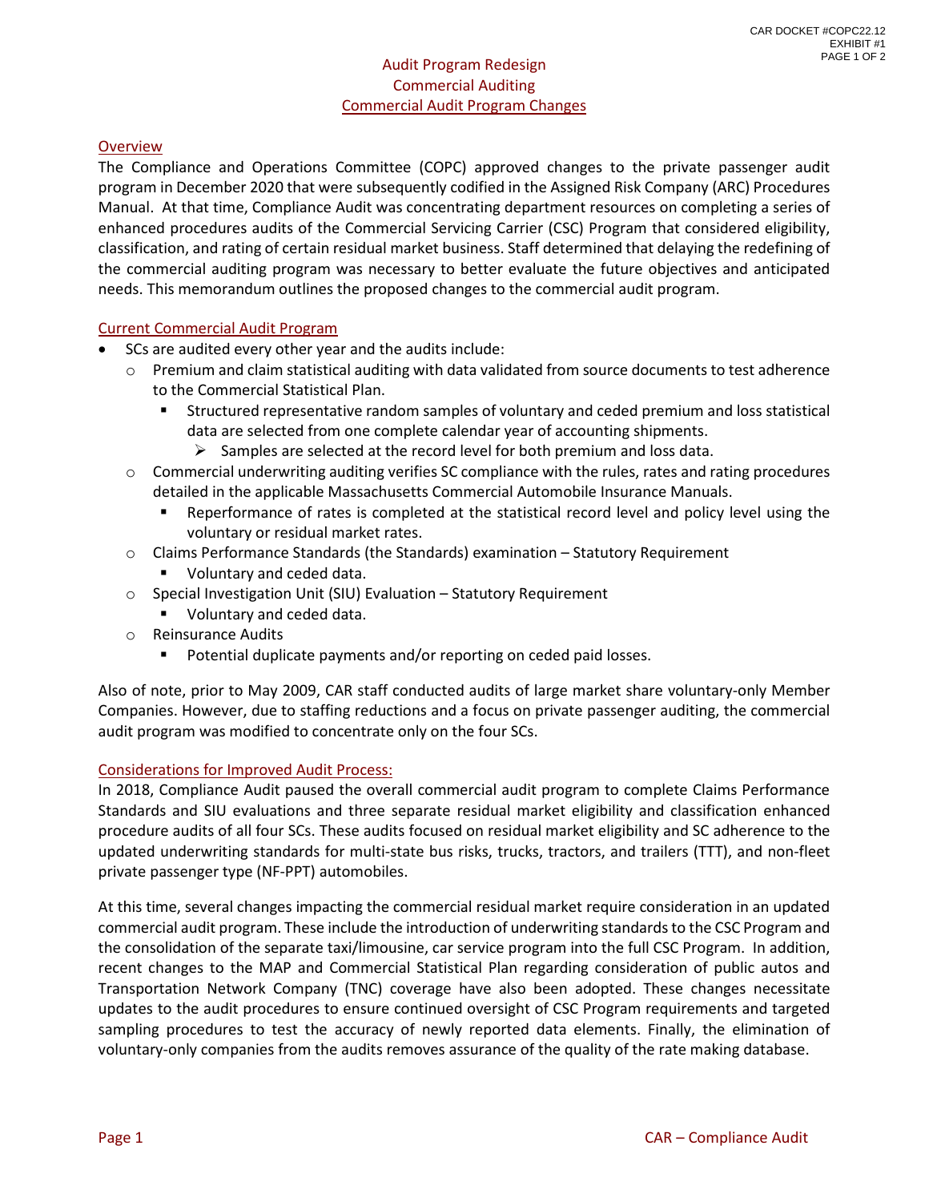# Audit Program Redesign

## Commercial Auditing

## Commercial Audit Program Changes

### Overview

The Compliance and Operations Committee (COPC) approved changes to the private passenger audit program in December 2020 that were subsequently codified in the Assigned Risk Company (ARC) Procedures Manual. At that time, Compliance Audit was concentrating department resources on completing a series of enhanced procedures audits of the Commercial Servicing Carrier (CSC) Program that considered eligibility, classification, and rating of certain residual market business. Staff determined that delaying the redefining of the commercial auditing program was necessary to better evaluate the future objectives and anticipated needs. This memorandum outlines the proposed changes to the commercial audit program.

### Current Commercial Audit Program

- SCs are audited every other year and the audits include:
  - Premium and claim statistical auditing with data validated from source documents to test adherence to the Commercial Statistical Plan.
    - Structured representative random samples of voluntary and ceded premium and loss statistical data are selected from one complete calendar year of accounting shipments.
      - Samples are selected at the record level for both premium and loss data.
  - Commercial underwriting auditing verifies SC compliance with the rules, rates and rating procedures detailed in the applicable Massachusetts Commercial Automobile Insurance Manuals.
    - Reperformance of rates is completed at the statistical record level and policy level using the voluntary or residual market rates.
  - Claims Performance Standards (the Standards) examination – Statutory Requirement
    - Voluntary and ceded data.
  - Special Investigation Unit (SIU) Evaluation – Statutory Requirement
    - Voluntary and ceded data.
  - Reinsurance Audits
    - Potential duplicate payments and/or reporting on ceded paid losses.

Also of note, prior to May 2009, CAR staff conducted audits of large market share voluntary-only Member Companies. However, due to staffing reductions and a focus on private passenger auditing, the commercial audit program was modified to concentrate only on the four SCs.

### Considerations for Improved Audit Process:

In 2018, Compliance Audit paused the overall commercial audit program to complete Claims Performance Standards and SIU evaluations and three separate residual market eligibility and classification enhanced procedure audits of all four SCs. These audits focused on residual market eligibility and SC adherence to the updated underwriting standards for multi-state bus risks, trucks, tractors, and trailers (TTT), and non-fleet private passenger type (NF-PPT) automobiles.

At this time, several changes impacting the commercial residual market require consideration in an updated commercial audit program. These include the introduction of underwriting standards to the CSC Program and the consolidation of the separate taxi/limousine, car service program into the full CSC Program. In addition, recent changes to the MAP and Commercial Statistical Plan regarding consideration of public autos and Transportation Network Company (TNC) coverage have also been adopted. These changes necessitate updates to the audit procedures to ensure continued oversight of CSC Program requirements and targeted sampling procedures to test the accuracy of newly reported data elements. Finally, the elimination of voluntary-only companies from the audits removes assurance of the quality of the rate making database.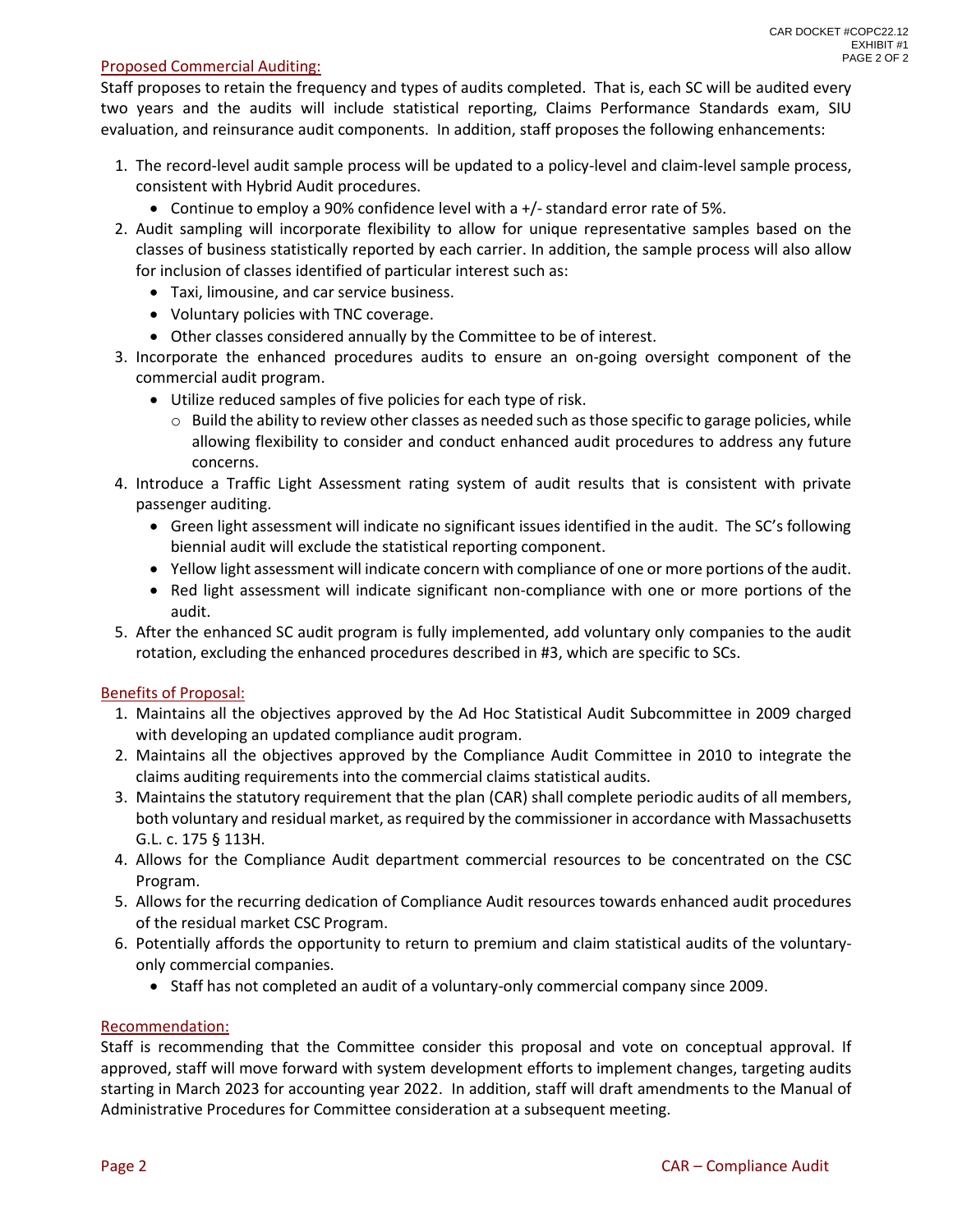## Proposed Commercial Auditing:

Staff proposes to retain the frequency and types of audits completed. That is, each SC will be audited every two years and the audits will include statistical reporting, Claims Performance Standards exam, SIU evaluation, and reinsurance audit components. In addition, staff proposes the following enhancements:

1. The record-level audit sample process will be updated to a policy-level and claim-level sample process, consistent with Hybrid Audit procedures.
   - Continue to employ a 90% confidence level with a +/- standard error rate of 5%.
2. Audit sampling will incorporate flexibility to allow for unique representative samples based on the classes of business statistically reported by each carrier. In addition, the sample process will also allow for inclusion of classes identified of particular interest such as:
   - Taxi, limousine, and car service business.
   - Voluntary policies with TNC coverage.
   - Other classes considered annually by the Committee to be of interest.
3. Incorporate the enhanced procedures audits to ensure an on-going oversight component of the commercial audit program.
   - Utilize reduced samples of five policies for each type of risk.
     - Build the ability to review other classes as needed such as those specific to garage policies, while allowing flexibility to consider and conduct enhanced audit procedures to address any future concerns.
4. Introduce a Traffic Light Assessment rating system of audit results that is consistent with private passenger auditing.
   - Green light assessment will indicate no significant issues identified in the audit. The SC's following biennial audit will exclude the statistical reporting component.
   - Yellow light assessment will indicate concern with compliance of one or more portions of the audit.
   - Red light assessment will indicate significant non-compliance with one or more portions of the audit.
5. After the enhanced SC audit program is fully implemented, add voluntary only companies to the audit rotation, excluding the enhanced procedures described in #3, which are specific to SCs.

## Benefits of Proposal:

1. Maintains all the objectives approved by the Ad Hoc Statistical Audit Subcommittee in 2009 charged with developing an updated compliance audit program.
2. Maintains all the objectives approved by the Compliance Audit Committee in 2010 to integrate the claims auditing requirements into the commercial claims statistical audits.
3. Maintains the statutory requirement that the plan (CAR) shall complete periodic audits of all members, both voluntary and residual market, as required by the commissioner in accordance with Massachusetts G.L. c. 175 § 113H.
4. Allows for the Compliance Audit department commercial resources to be concentrated on the CSC Program.
5. Allows for the recurring dedication of Compliance Audit resources towards enhanced audit procedures of the residual market CSC Program.
6. Potentially affords the opportunity to return to premium and claim statistical audits of the voluntary-only commercial companies.
   - Staff has not completed an audit of a voluntary-only commercial company since 2009.

## Recommendation:

Staff is recommending that the Committee consider this proposal and vote on conceptual approval. If approved, staff will move forward with system development efforts to implement changes, targeting audits starting in March 2023 for accounting year 2022. In addition, staff will draft amendments to the Manual of Administrative Procedures for Committee consideration at a subsequent meeting.